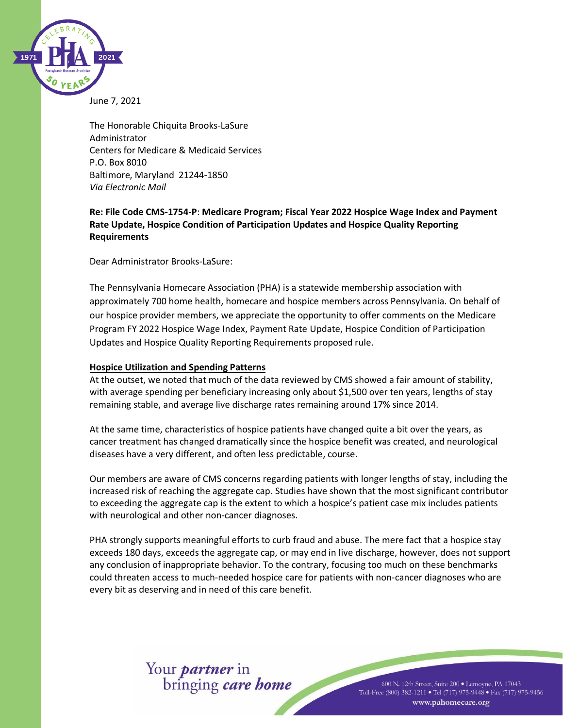June 7, 2021

The Honorable Chiquita Brooks-LaSure
Administrator
Centers for Medicare & Medicaid Services
P.O. Box 8010
Baltimore, Maryland 21244-1850
*Via Electronic Mail*

**Re: File Code CMS-1754-P**: **Medicare Program; Fiscal Year 2022 Hospice Wage Index and Payment Rate Update, Hospice Condition of Participation Updates and Hospice Quality Reporting Requirements**

Dear Administrator Brooks-LaSure:

The Pennsylvania Homecare Association (PHA) is a statewide membership association with approximately 700 home health, homecare and hospice members across Pennsylvania. On behalf of our hospice provider members, we appreciate the opportunity to offer comments on the Medicare Program FY 2022 Hospice Wage Index, Payment Rate Update, Hospice Condition of Participation Updates and Hospice Quality Reporting Requirements proposed rule.

**Hospice Utilization and Spending Patterns**

At the outset, we noted that much of the data reviewed by CMS showed a fair amount of stability, with average spending per beneficiary increasing only about $1,500 over ten years, lengths of stay remaining stable, and average live discharge rates remaining around 17% since 2014.

At the same time, characteristics of hospice patients have changed quite a bit over the years, as cancer treatment has changed dramatically since the hospice benefit was created, and neurological diseases have a very different, and often less predictable, course.

Our members are aware of CMS concerns regarding patients with longer lengths of stay, including the increased risk of reaching the aggregate cap. Studies have shown that the most significant contributor to exceeding the aggregate cap is the extent to which a hospice's patient case mix includes patients with neurological and other non-cancer diagnoses.

PHA strongly supports meaningful efforts to curb fraud and abuse. The mere fact that a hospice stay exceeds 180 days, exceeds the aggregate cap, or may end in live discharge, however, does not support any conclusion of inappropriate behavior. To the contrary, focusing too much on these benchmarks could threaten access to much-needed hospice care for patients with non-cancer diagnoses who are every bit as deserving and in need of this care benefit.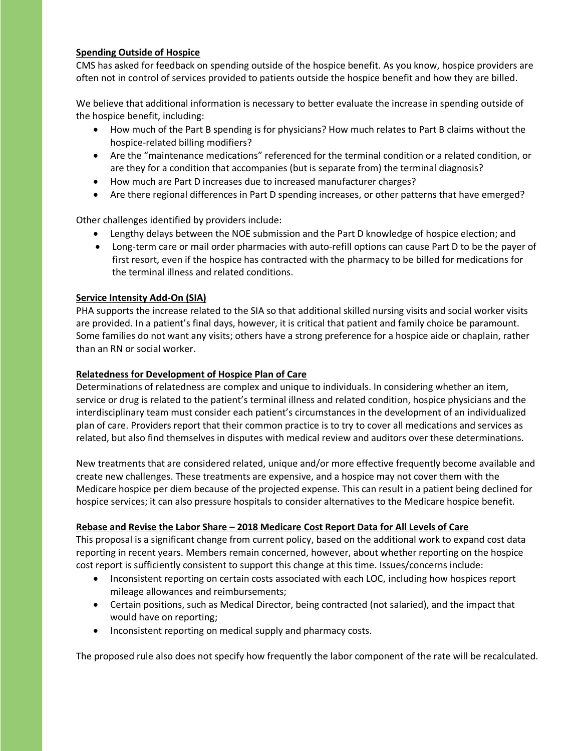**Spending Outside of Hospice**

CMS has asked for feedback on spending outside of the hospice benefit. As you know, hospice providers are often not in control of services provided to patients outside the hospice benefit and how they are billed.

We believe that additional information is necessary to better evaluate the increase in spending outside of the hospice benefit, including:

- How much of the Part B spending is for physicians? How much relates to Part B claims without the hospice-related billing modifiers?
- Are the "maintenance medications" referenced for the terminal condition or a related condition, or are they for a condition that accompanies (but is separate from) the terminal diagnosis?
- How much are Part D increases due to increased manufacturer charges?
- Are there regional differences in Part D spending increases, or other patterns that have emerged?

Other challenges identified by providers include:

- Lengthy delays between the NOE submission and the Part D knowledge of hospice election; and
- Long-term care or mail order pharmacies with auto-refill options can cause Part D to be the payer of first resort, even if the hospice has contracted with the pharmacy to be billed for medications for the terminal illness and related conditions.

**Service Intensity Add-On (SIA)**

PHA supports the increase related to the SIA so that additional skilled nursing visits and social worker visits are provided. In a patient's final days, however, it is critical that patient and family choice be paramount. Some families do not want any visits; others have a strong preference for a hospice aide or chaplain, rather than an RN or social worker.

**Relatedness for Development of Hospice Plan of Care**

Determinations of relatedness are complex and unique to individuals. In considering whether an item, service or drug is related to the patient's terminal illness and related condition, hospice physicians and the interdisciplinary team must consider each patient's circumstances in the development of an individualized plan of care. Providers report that their common practice is to try to cover all medications and services as related, but also find themselves in disputes with medical review and auditors over these determinations.

New treatments that are considered related, unique and/or more effective frequently become available and create new challenges. These treatments are expensive, and a hospice may not cover them with the Medicare hospice per diem because of the projected expense. This can result in a patient being declined for hospice services; it can also pressure hospitals to consider alternatives to the Medicare hospice benefit.

**Rebase and Revise the Labor Share – 2018 Medicare Cost Report Data for All Levels of Care**

This proposal is a significant change from current policy, based on the additional work to expand cost data reporting in recent years. Members remain concerned, however, about whether reporting on the hospice cost report is sufficiently consistent to support this change at this time. Issues/concerns include:

- Inconsistent reporting on certain costs associated with each LOC, including how hospices report mileage allowances and reimbursements;
- Certain positions, such as Medical Director, being contracted (not salaried), and the impact that would have on reporting;
- Inconsistent reporting on medical supply and pharmacy costs.

The proposed rule also does not specify how frequently the labor component of the rate will be recalculated.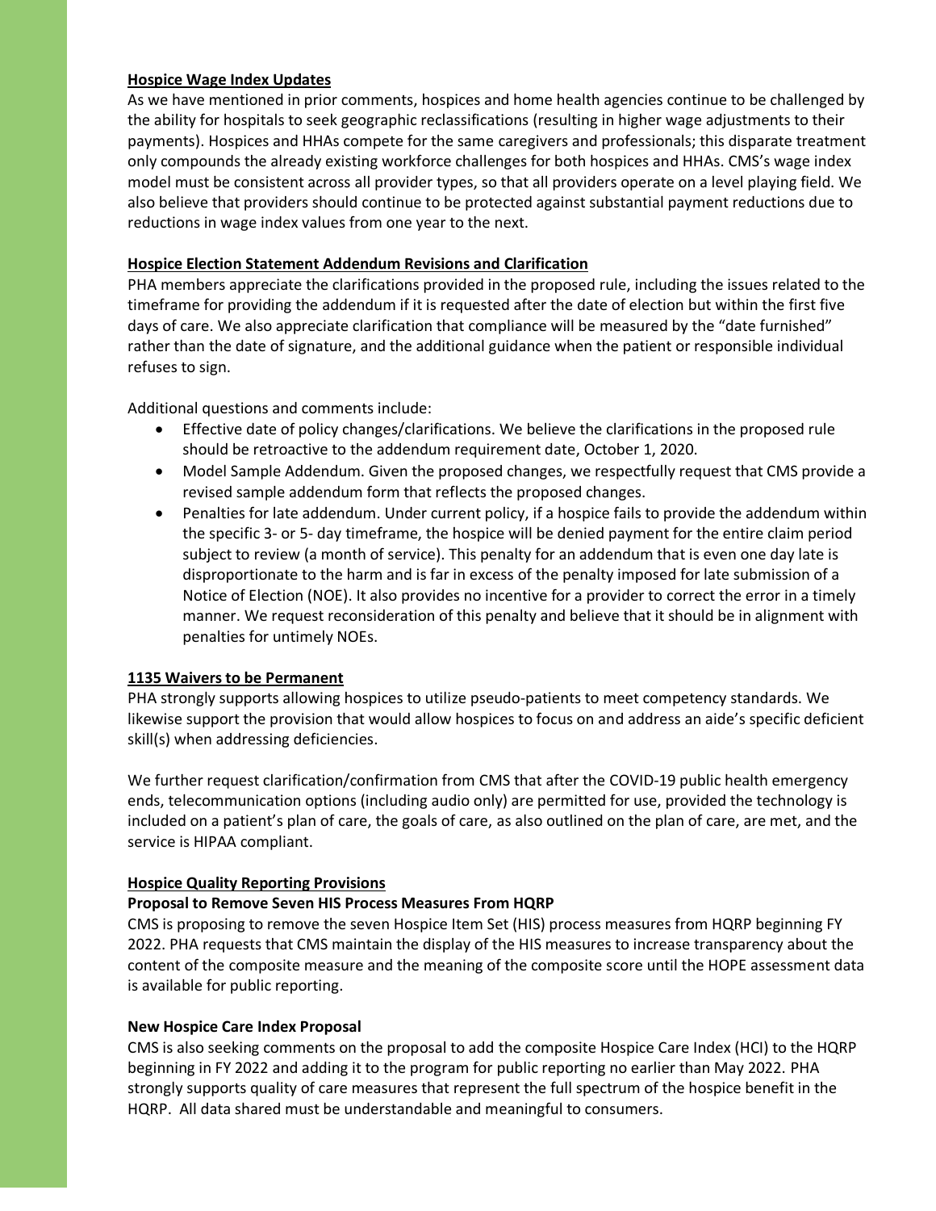**Hospice Wage Index Updates**

As we have mentioned in prior comments, hospices and home health agencies continue to be challenged by the ability for hospitals to seek geographic reclassifications (resulting in higher wage adjustments to their payments). Hospices and HHAs compete for the same caregivers and professionals; this disparate treatment only compounds the already existing workforce challenges for both hospices and HHAs. CMS's wage index model must be consistent across all provider types, so that all providers operate on a level playing field. We also believe that providers should continue to be protected against substantial payment reductions due to reductions in wage index values from one year to the next.

**Hospice Election Statement Addendum Revisions and Clarification**

PHA members appreciate the clarifications provided in the proposed rule, including the issues related to the timeframe for providing the addendum if it is requested after the date of election but within the first five days of care. We also appreciate clarification that compliance will be measured by the "date furnished" rather than the date of signature, and the additional guidance when the patient or responsible individual refuses to sign.

Additional questions and comments include:

- Effective date of policy changes/clarifications. We believe the clarifications in the proposed rule should be retroactive to the addendum requirement date, October 1, 2020.
- Model Sample Addendum. Given the proposed changes, we respectfully request that CMS provide a revised sample addendum form that reflects the proposed changes.
- Penalties for late addendum. Under current policy, if a hospice fails to provide the addendum within the specific 3- or 5- day timeframe, the hospice will be denied payment for the entire claim period subject to review (a month of service). This penalty for an addendum that is even one day late is disproportionate to the harm and is far in excess of the penalty imposed for late submission of a Notice of Election (NOE). It also provides no incentive for a provider to correct the error in a timely manner. We request reconsideration of this penalty and believe that it should be in alignment with penalties for untimely NOEs.

**1135 Waivers to be Permanent**

PHA strongly supports allowing hospices to utilize pseudo-patients to meet competency standards. We likewise support the provision that would allow hospices to focus on and address an aide's specific deficient skill(s) when addressing deficiencies.

We further request clarification/confirmation from CMS that after the COVID-19 public health emergency ends, telecommunication options (including audio only) are permitted for use, provided the technology is included on a patient's plan of care, the goals of care, as also outlined on the plan of care, are met, and the service is HIPAA compliant.

**Hospice Quality Reporting Provisions**

**Proposal to Remove Seven HIS Process Measures From HQRP**

CMS is proposing to remove the seven Hospice Item Set (HIS) process measures from HQRP beginning FY 2022. PHA requests that CMS maintain the display of the HIS measures to increase transparency about the content of the composite measure and the meaning of the composite score until the HOPE assessment data is available for public reporting.

**New Hospice Care Index Proposal**

CMS is also seeking comments on the proposal to add the composite Hospice Care Index (HCI) to the HQRP beginning in FY 2022 and adding it to the program for public reporting no earlier than May 2022. PHA strongly supports quality of care measures that represent the full spectrum of the hospice benefit in the HQRP. All data shared must be understandable and meaningful to consumers.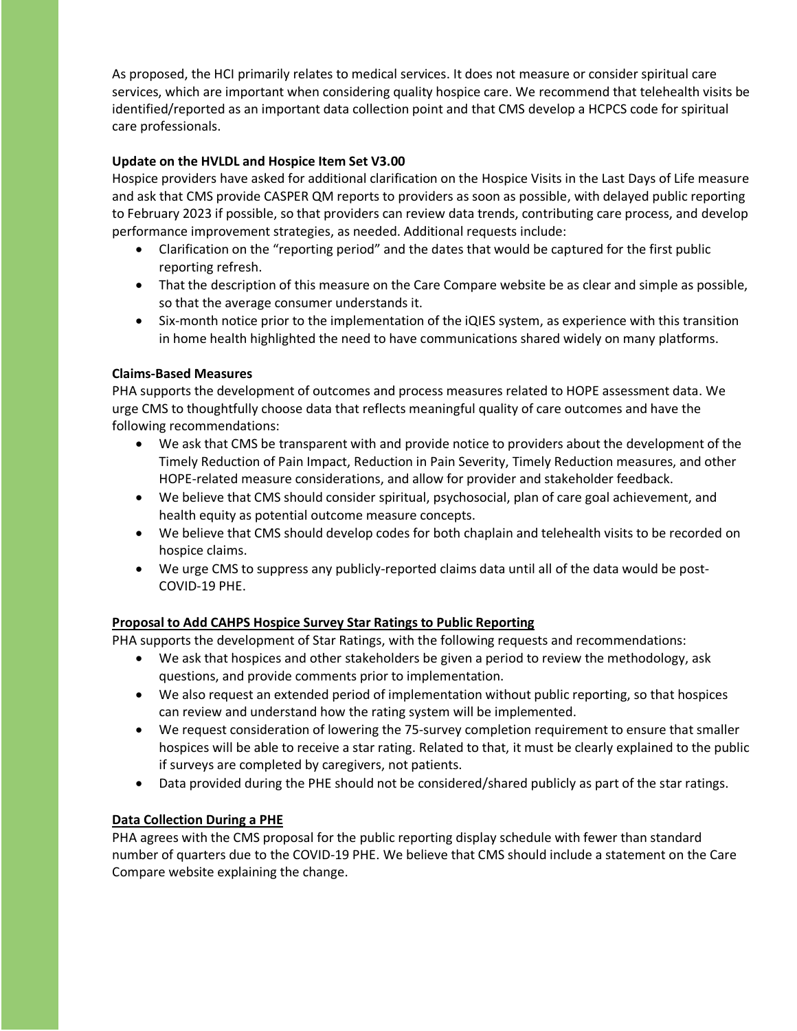As proposed, the HCI primarily relates to medical services. It does not measure or consider spiritual care services, which are important when considering quality hospice care. We recommend that telehealth visits be identified/reported as an important data collection point and that CMS develop a HCPCS code for spiritual care professionals.

**Update on the HVLDL and Hospice Item Set V3.00**

Hospice providers have asked for additional clarification on the Hospice Visits in the Last Days of Life measure and ask that CMS provide CASPER QM reports to providers as soon as possible, with delayed public reporting to February 2023 if possible, so that providers can review data trends, contributing care process, and develop performance improvement strategies, as needed. Additional requests include:

- Clarification on the "reporting period" and the dates that would be captured for the first public reporting refresh.
- That the description of this measure on the Care Compare website be as clear and simple as possible, so that the average consumer understands it.
- Six-month notice prior to the implementation of the iQIES system, as experience with this transition in home health highlighted the need to have communications shared widely on many platforms.

**Claims-Based Measures**

PHA supports the development of outcomes and process measures related to HOPE assessment data. We urge CMS to thoughtfully choose data that reflects meaningful quality of care outcomes and have the following recommendations:

- We ask that CMS be transparent with and provide notice to providers about the development of the Timely Reduction of Pain Impact, Reduction in Pain Severity, Timely Reduction measures, and other HOPE-related measure considerations, and allow for provider and stakeholder feedback.
- We believe that CMS should consider spiritual, psychosocial, plan of care goal achievement, and health equity as potential outcome measure concepts.
- We believe that CMS should develop codes for both chaplain and telehealth visits to be recorded on hospice claims.
- We urge CMS to suppress any publicly-reported claims data until all of the data would be post-COVID-19 PHE.

**Proposal to Add CAHPS Hospice Survey Star Ratings to Public Reporting**

PHA supports the development of Star Ratings, with the following requests and recommendations:

- We ask that hospices and other stakeholders be given a period to review the methodology, ask questions, and provide comments prior to implementation.
- We also request an extended period of implementation without public reporting, so that hospices can review and understand how the rating system will be implemented.
- We request consideration of lowering the 75-survey completion requirement to ensure that smaller hospices will be able to receive a star rating. Related to that, it must be clearly explained to the public if surveys are completed by caregivers, not patients.
- Data provided during the PHE should not be considered/shared publicly as part of the star ratings.

**Data Collection During a PHE**

PHA agrees with the CMS proposal for the public reporting display schedule with fewer than standard number of quarters due to the COVID-19 PHE. We believe that CMS should include a statement on the Care Compare website explaining the change.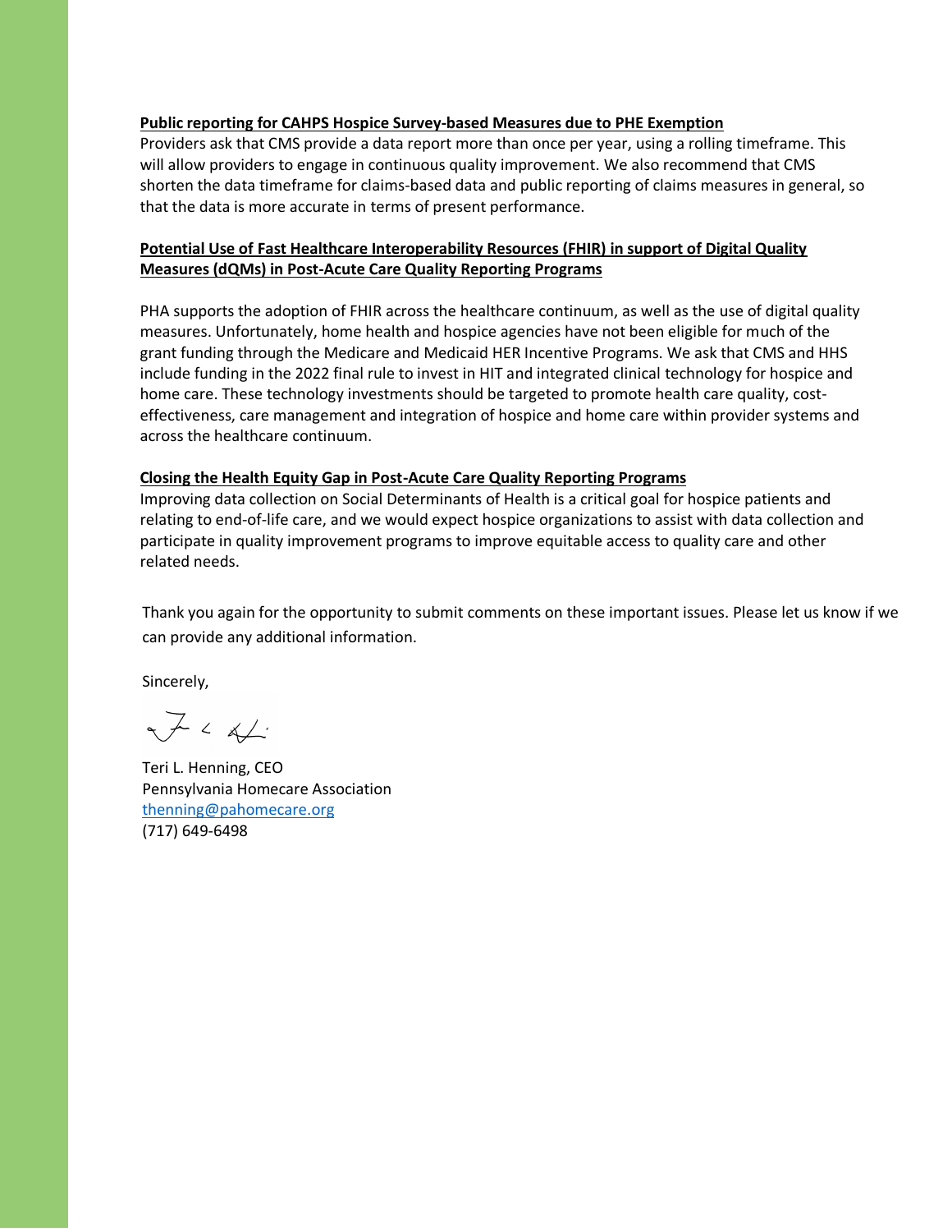**Public reporting for CAHPS Hospice Survey-based Measures due to PHE Exemption**

Providers ask that CMS provide a data report more than once per year, using a rolling timeframe. This will allow providers to engage in continuous quality improvement. We also recommend that CMS shorten the data timeframe for claims-based data and public reporting of claims measures in general, so that the data is more accurate in terms of present performance.

**Potential Use of Fast Healthcare Interoperability Resources (FHIR) in support of Digital Quality Measures (dQMs) in Post-Acute Care Quality Reporting Programs**

PHA supports the adoption of FHIR across the healthcare continuum, as well as the use of digital quality measures. Unfortunately, home health and hospice agencies have not been eligible for much of the grant funding through the Medicare and Medicaid HER Incentive Programs. We ask that CMS and HHS include funding in the 2022 final rule to invest in HIT and integrated clinical technology for hospice and home care. These technology investments should be targeted to promote health care quality, cost-effectiveness, care management and integration of hospice and home care within provider systems and across the healthcare continuum.

**Closing the Health Equity Gap in Post-Acute Care Quality Reporting Programs**

Improving data collection on Social Determinants of Health is a critical goal for hospice patients and relating to end-of-life care, and we would expect hospice organizations to assist with data collection and participate in quality improvement programs to improve equitable access to quality care and other related needs.

Thank you again for the opportunity to submit comments on these important issues. Please let us know if we can provide any additional information.

Sincerely,

Teri L. Henning, CEO
Pennsylvania Homecare Association
thenning@pahomecare.org
(717) 649-6498